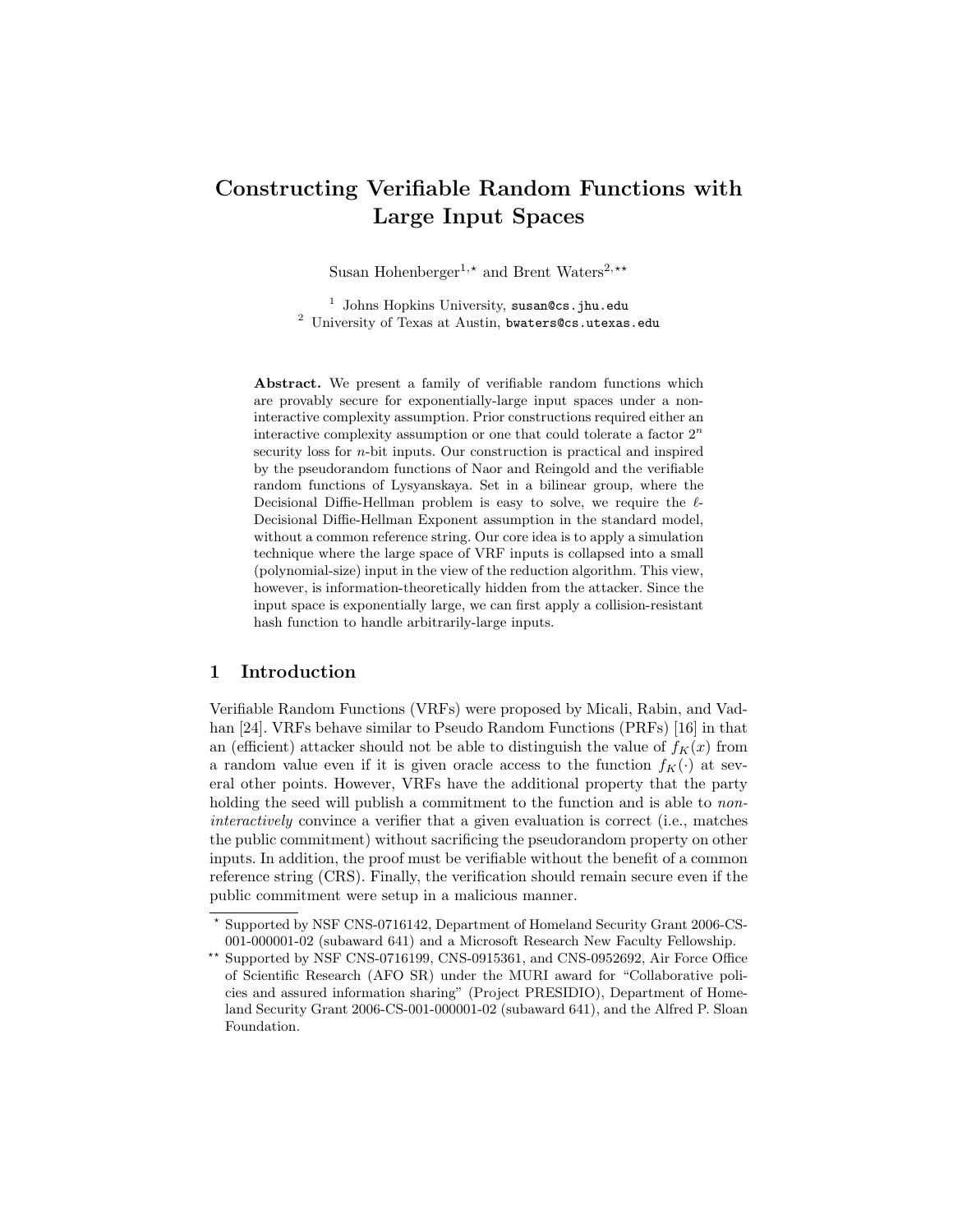# Constructing Verifiable Random Functions with Large Input Spaces

Susan Hohenberger[1,⋆] and Brent Waters[2,⋆⋆]

[1] Johns Hopkins University, susan@cs.jhu.edu
[2] University of Texas at Austin, bwaters@cs.utexas.edu

**Abstract.** We present a family of verifiable random functions which are provably secure for exponentially-large input spaces under a non-interactive complexity assumption. Prior constructions required either an interactive complexity assumption or one that could tolerate a factor $2^n$ security loss for $n$-bit inputs. Our construction is practical and inspired by the pseudorandom functions of Naor and Reingold and the verifiable random functions of Lysyanskaya. Set in a bilinear group, where the Decisional Diffie-Hellman problem is easy to solve, we require the $\ell$-Decisional Diffie-Hellman Exponent assumption in the standard model, without a common reference string. Our core idea is to apply a simulation technique where the large space of VRF inputs is collapsed into a small (polynomial-size) input in the view of the reduction algorithm. This view, however, is information-theoretically hidden from the attacker. Since the input space is exponentially large, we can first apply a collision-resistant hash function to handle arbitrarily-large inputs.

## 1 Introduction

Verifiable Random Functions (VRFs) were proposed by Micali, Rabin, and Vadhan [24]. VRFs behave similar to Pseudo Random Functions (PRFs) [16] in that an (efficient) attacker should not be able to distinguish the value of $f_K(x)$ from a random value even if it is given oracle access to the function $f_K(\cdot)$ at several other points. However, VRFs have the additional property that the party holding the seed will publish a commitment to the function and is able to *non-interactively* convince a verifier that a given evaluation is correct (i.e., matches the public commitment) without sacrificing the pseudorandom property on other inputs. In addition, the proof must be verifiable without the benefit of a common reference string (CRS). Finally, the verification should remain secure even if the public commitment were setup in a malicious manner.

⋆ Supported by NSF CNS-0716142, Department of Homeland Security Grant 2006-CS-001-000001-02 (subaward 641) and a Microsoft Research New Faculty Fellowship.

⋆⋆ Supported by NSF CNS-0716199, CNS-0915361, and CNS-0952692, Air Force Office of Scientific Research (AFO SR) under the MURI award for "Collaborative policies and assured information sharing" (Project PRESIDIO), Department of Homeland Security Grant 2006-CS-001-000001-02 (subaward 641), and the Alfred P. Sloan Foundation.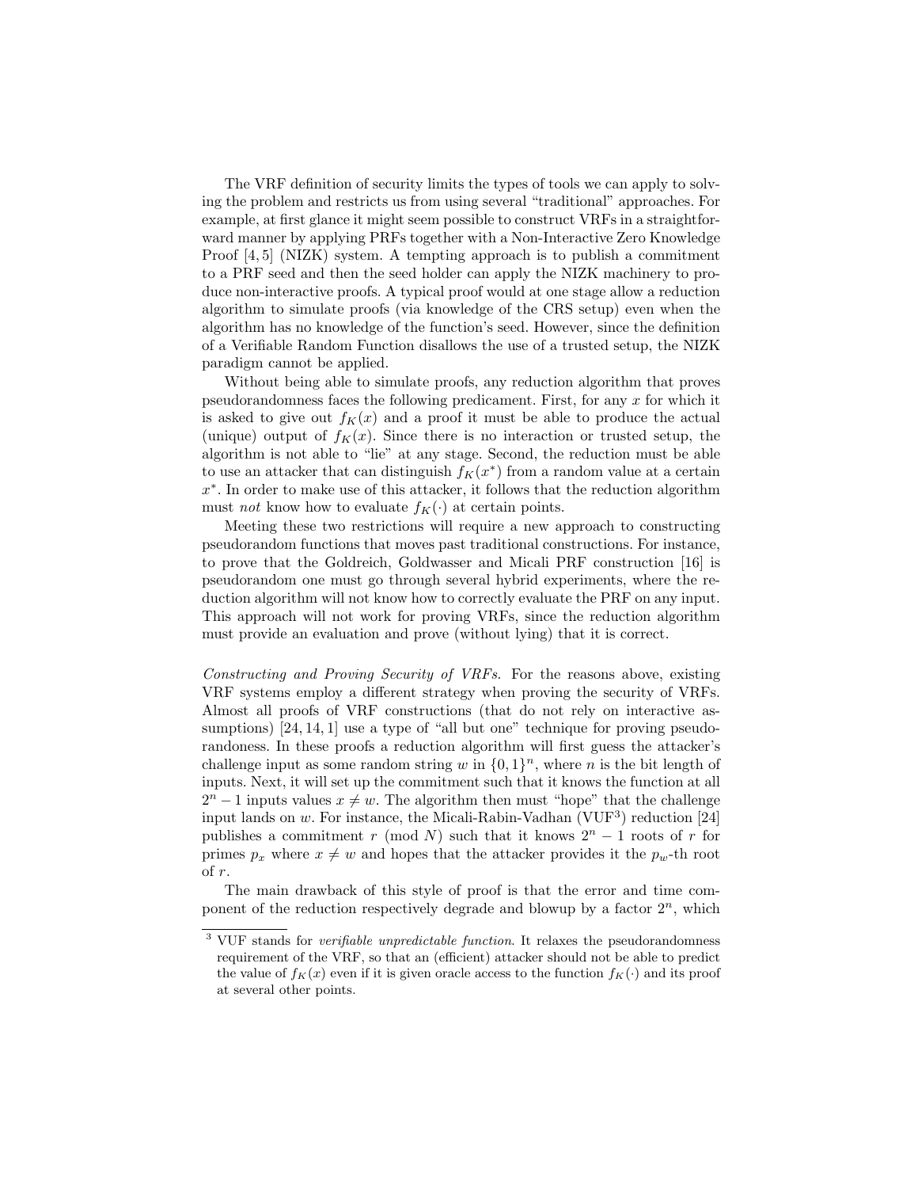The VRF definition of security limits the types of tools we can apply to solving the problem and restricts us from using several "traditional" approaches. For example, at first glance it might seem possible to construct VRFs in a straightforward manner by applying PRFs together with a Non-Interactive Zero Knowledge Proof [4, 5] (NIZK) system. A tempting approach is to publish a commitment to a PRF seed and then the seed holder can apply the NIZK machinery to produce non-interactive proofs. A typical proof would at one stage allow a reduction algorithm to simulate proofs (via knowledge of the CRS setup) even when the algorithm has no knowledge of the function's seed. However, since the definition of a Verifiable Random Function disallows the use of a trusted setup, the NIZK paradigm cannot be applied.

Without being able to simulate proofs, any reduction algorithm that proves pseudorandomness faces the following predicament. First, for any $x$ for which it is asked to give out $f_K(x)$ and a proof it must be able to produce the actual (unique) output of $f_K(x)$. Since there is no interaction or trusted setup, the algorithm is not able to "lie" at any stage. Second, the reduction must be able to use an attacker that can distinguish $f_K(x^*)$ from a random value at a certain $x^*$. In order to make use of this attacker, it follows that the reduction algorithm must *not* know how to evaluate $f_K(\cdot)$ at certain points.

Meeting these two restrictions will require a new approach to constructing pseudorandom functions that moves past traditional constructions. For instance, to prove that the Goldreich, Goldwasser and Micali PRF construction [16] is pseudorandom one must go through several hybrid experiments, where the reduction algorithm will not know how to correctly evaluate the PRF on any input. This approach will not work for proving VRFs, since the reduction algorithm must provide an evaluation and prove (without lying) that it is correct.

*Constructing and Proving Security of VRFs.* For the reasons above, existing VRF systems employ a different strategy when proving the security of VRFs. Almost all proofs of VRF constructions (that do not rely on interactive assumptions) [24, 14, 1] use a type of "all but one" technique for proving pseudorandoness. In these proofs a reduction algorithm will first guess the attacker's challenge input as some random string $w$ in $\{0,1\}^n$, where $n$ is the bit length of inputs. Next, it will set up the commitment such that it knows the function at all $2^n - 1$ inputs values $x \neq w$. The algorithm then must "hope" that the challenge input lands on $w$. For instance, the Micali-Rabin-Vadhan (VUF[3]) reduction [24] publishes a commitment $r \pmod N$ such that it knows $2^n - 1$ roots of $r$ for primes $p_x$ where $x \neq w$ and hopes that the attacker provides it the $p_w$-th root of $r$.

The main drawback of this style of proof is that the error and time component of the reduction respectively degrade and blowup by a factor $2^n$, which

[3] VUF stands for *verifiable unpredictable function*. It relaxes the pseudorandomness requirement of the VRF, so that an (efficient) attacker should not be able to predict the value of $f_K(x)$ even if it is given oracle access to the function $f_K(\cdot)$ and its proof at several other points.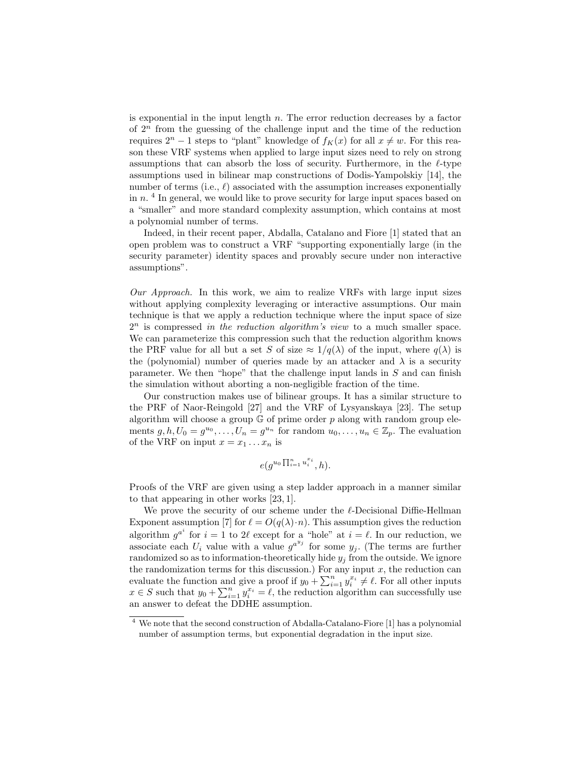is exponential in the input length $n$. The error reduction decreases by a factor of $2^n$ from the guessing of the challenge input and the time of the reduction requires $2^n - 1$ steps to "plant" knowledge of $f_K(x)$ for all $x \neq w$. For this reason these VRF systems when applied to large input sizes need to rely on strong assumptions that can absorb the loss of security. Furthermore, in the $\ell$-type assumptions used in bilinear map constructions of Dodis-Yampolskiy [14], the number of terms (i.e., $\ell$) associated with the assumption increases exponentially in $n$. [4] In general, we would like to prove security for large input spaces based on a "smaller" and more standard complexity assumption, which contains at most a polynomial number of terms.

Indeed, in their recent paper, Abdalla, Catalano and Fiore [1] stated that an open problem was to construct a VRF "supporting exponentially large (in the security parameter) identity spaces and provably secure under non interactive assumptions".

*Our Approach.* In this work, we aim to realize VRFs with large input sizes without applying complexity leveraging or interactive assumptions. Our main technique is that we apply a reduction technique where the input space of size $2^n$ is compressed *in the reduction algorithm's view* to a much smaller space. We can parameterize this compression such that the reduction algorithm knows the PRF value for all but a set $S$ of size $\approx 1/q(\lambda)$ of the input, where $q(\lambda)$ is the (polynomial) number of queries made by an attacker and $\lambda$ is a security parameter. We then "hope" that the challenge input lands in $S$ and can finish the simulation without aborting a non-negligible fraction of the time.

Our construction makes use of bilinear groups. It has a similar structure to the PRF of Naor-Reingold [27] and the VRF of Lysyanskaya [23]. The setup algorithm will choose a group $\mathbb{G}$ of prime order $p$ along with random group elements $g, h, U_0 = g^{u_0}, \ldots, U_n = g^{u_n}$ for random $u_0, \ldots, u_n \in \mathbb{Z}_p$. The evaluation of the VRF on input $x = x_1 \ldots x_n$ is

$$e(g^{u_0 \prod_{i=1}^{n} u_i^{x_i}}, h).$$

Proofs of the VRF are given using a step ladder approach in a manner similar to that appearing in other works [23, 1].

We prove the security of our scheme under the $\ell$-Decisional Diffie-Hellman Exponent assumption [7] for $\ell = O(q(\lambda) \cdot n)$. This assumption gives the reduction algorithm $g^{a^i}$ for $i = 1$ to $2\ell$ except for a "hole" at $i = \ell$. In our reduction, we associate each $U_i$ value with a value $g^{a^{y_j}}$ for some $y_j$. (The terms are further randomized so as to information-theoretically hide $y_j$ from the outside. We ignore the randomization terms for this discussion.) For any input $x$, the reduction can evaluate the function and give a proof if $y_0 + \sum_{i=1}^{n} y_i^{x_i} \neq \ell$. For all other inputs $x \in S$ such that $y_0 + \sum_{i=1}^{n} y_i^{x_i} = \ell$, the reduction algorithm can successfully use an answer to defeat the DDHE assumption.

[4] We note that the second construction of Abdalla-Catalano-Fiore [1] has a polynomial number of assumption terms, but exponential degradation in the input size.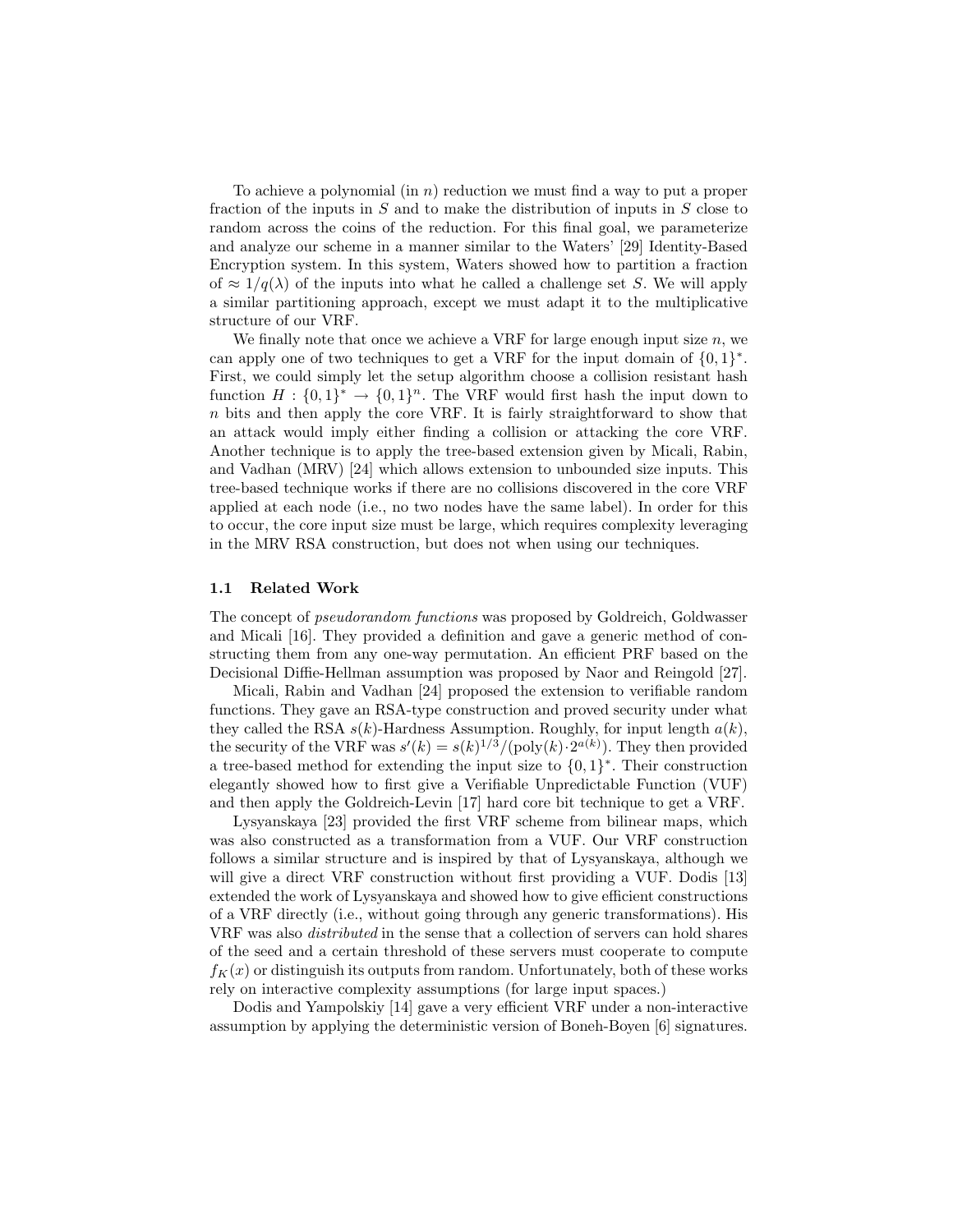To achieve a polynomial (in $n$) reduction we must find a way to put a proper fraction of the inputs in $S$ and to make the distribution of inputs in $S$ close to random across the coins of the reduction. For this final goal, we parameterize and analyze our scheme in a manner similar to the Waters' [29] Identity-Based Encryption system. In this system, Waters showed how to partition a fraction of $\approx 1/q(\lambda)$ of the inputs into what he called a challenge set $S$. We will apply a similar partitioning approach, except we must adapt it to the multiplicative structure of our VRF.

We finally note that once we achieve a VRF for large enough input size $n$, we can apply one of two techniques to get a VRF for the input domain of $\{0,1\}^*$. First, we could simply let the setup algorithm choose a collision resistant hash function $H : \{0,1\}^* \rightarrow \{0,1\}^n$. The VRF would first hash the input down to $n$ bits and then apply the core VRF. It is fairly straightforward to show that an attack would imply either finding a collision or attacking the core VRF. Another technique is to apply the tree-based extension given by Micali, Rabin, and Vadhan (MRV) [24] which allows extension to unbounded size inputs. This tree-based technique works if there are no collisions discovered in the core VRF applied at each node (i.e., no two nodes have the same label). In order for this to occur, the core input size must be large, which requires complexity leveraging in the MRV RSA construction, but does not when using our techniques.

### 1.1 Related Work

The concept of *pseudorandom functions* was proposed by Goldreich, Goldwasser and Micali [16]. They provided a definition and gave a generic method of constructing them from any one-way permutation. An efficient PRF based on the Decisional Diffie-Hellman assumption was proposed by Naor and Reingold [27].

Micali, Rabin and Vadhan [24] proposed the extension to verifiable random functions. They gave an RSA-type construction and proved security under what they called the RSA $s(k)$-Hardness Assumption. Roughly, for input length $a(k)$, the security of the VRF was $s'(k) = s(k)^{1/3}/(\text{poly}(k) \cdot 2^{a(k)})$. They then provided a tree-based method for extending the input size to $\{0,1\}^*$. Their construction elegantly showed how to first give a Verifiable Unpredictable Function (VUF) and then apply the Goldreich-Levin [17] hard core bit technique to get a VRF.

Lysyanskaya [23] provided the first VRF scheme from bilinear maps, which was also constructed as a transformation from a VUF. Our VRF construction follows a similar structure and is inspired by that of Lysyanskaya, although we will give a direct VRF construction without first providing a VUF. Dodis [13] extended the work of Lysyanskaya and showed how to give efficient constructions of a VRF directly (i.e., without going through any generic transformations). His VRF was also *distributed* in the sense that a collection of servers can hold shares of the seed and a certain threshold of these servers must cooperate to compute $f_K(x)$ or distinguish its outputs from random. Unfortunately, both of these works rely on interactive complexity assumptions (for large input spaces.)

Dodis and Yampolskiy [14] gave a very efficient VRF under a non-interactive assumption by applying the deterministic version of Boneh-Boyen [6] signatures.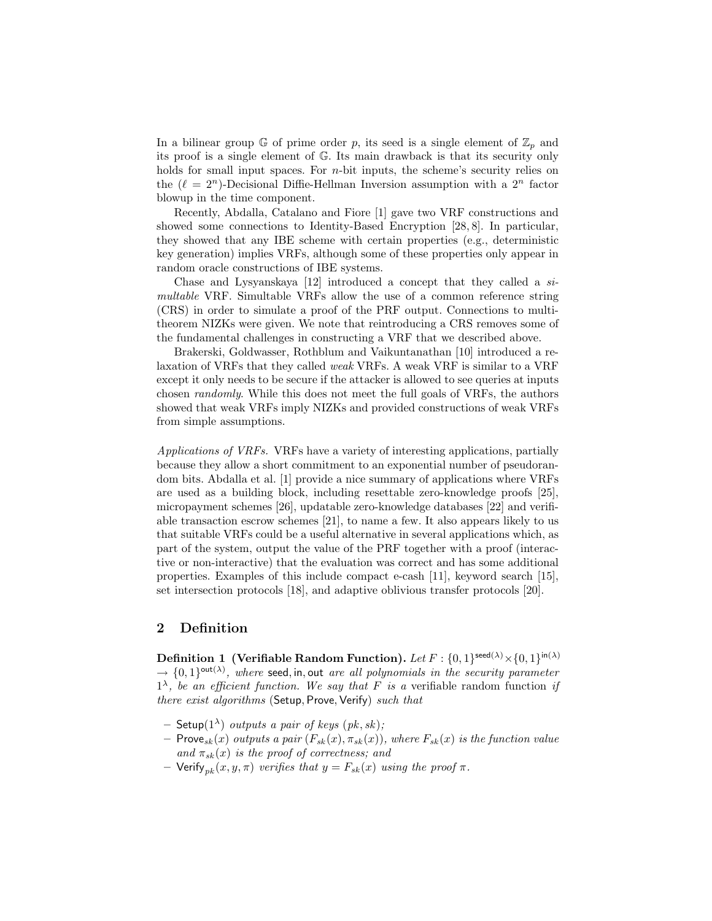In a bilinear group $\mathbb{G}$ of prime order $p$, its seed is a single element of $\mathbb{Z}_p$ and its proof is a single element of $\mathbb{G}$. Its main drawback is that its security only holds for small input spaces. For $n$-bit inputs, the scheme's security relies on the ($\ell = 2^n$)-Decisional Diffie-Hellman Inversion assumption with a $2^n$ factor blowup in the time component.

Recently, Abdalla, Catalano and Fiore [1] gave two VRF constructions and showed some connections to Identity-Based Encryption [28, 8]. In particular, they showed that any IBE scheme with certain properties (e.g., deterministic key generation) implies VRFs, although some of these properties only appear in random oracle constructions of IBE systems.

Chase and Lysyanskaya [12] introduced a concept that they called a *simultable* VRF. Simultable VRFs allow the use of a common reference string (CRS) in order to simulate a proof of the PRF output. Connections to multi-theorem NIZKs were given. We note that reintroducing a CRS removes some of the fundamental challenges in constructing a VRF that we described above.

Brakerski, Goldwasser, Rothblum and Vaikuntanathan [10] introduced a relaxation of VRFs that they called *weak* VRFs. A weak VRF is similar to a VRF except it only needs to be secure if the attacker is allowed to see queries at inputs chosen *randomly*. While this does not meet the full goals of VRFs, the authors showed that weak VRFs imply NIZKs and provided constructions of weak VRFs from simple assumptions.

*Applications of VRFs.* VRFs have a variety of interesting applications, partially because they allow a short commitment to an exponential number of pseudorandom bits. Abdalla et al. [1] provide a nice summary of applications where VRFs are used as a building block, including resettable zero-knowledge proofs [25], micropayment schemes [26], updatable zero-knowledge databases [22] and verifiable transaction escrow schemes [21], to name a few. It also appears likely to us that suitable VRFs could be a useful alternative in several applications which, as part of the system, output the value of the PRF together with a proof (interactive or non-interactive) that the evaluation was correct and has some additional properties. Examples of this include compact e-cash [11], keyword search [15], set intersection protocols [18], and adaptive oblivious transfer protocols [20].

## 2 Definition

**Definition 1 (Verifiable Random Function).** *Let $F : \{0,1\}^{\mathsf{seed}(\lambda)} \times \{0,1\}^{\mathsf{in}(\lambda)} \to \{0,1\}^{\mathsf{out}(\lambda)}$, where $\mathsf{seed}, \mathsf{in}, \mathsf{out}$ are all polynomials in the security parameter $1^\lambda$, be an efficient function. We say that $F$ is a* verifiable random function *if there exist algorithms* ($\mathsf{Setup}, \mathsf{Prove}, \mathsf{Verify}$) *such that*

- $\mathsf{Setup}(1^\lambda)$ *outputs a pair of keys* $(pk, sk)$*;*
- $\mathsf{Prove}_{sk}(x)$ *outputs a pair* $(F_{sk}(x), \pi_{sk}(x))$*, where $F_{sk}(x)$ is the function value and $\pi_{sk}(x)$ is the proof of correctness; and*
- $\mathsf{Verify}_{pk}(x, y, \pi)$ *verifies that $y = F_{sk}(x)$ using the proof $\pi$.*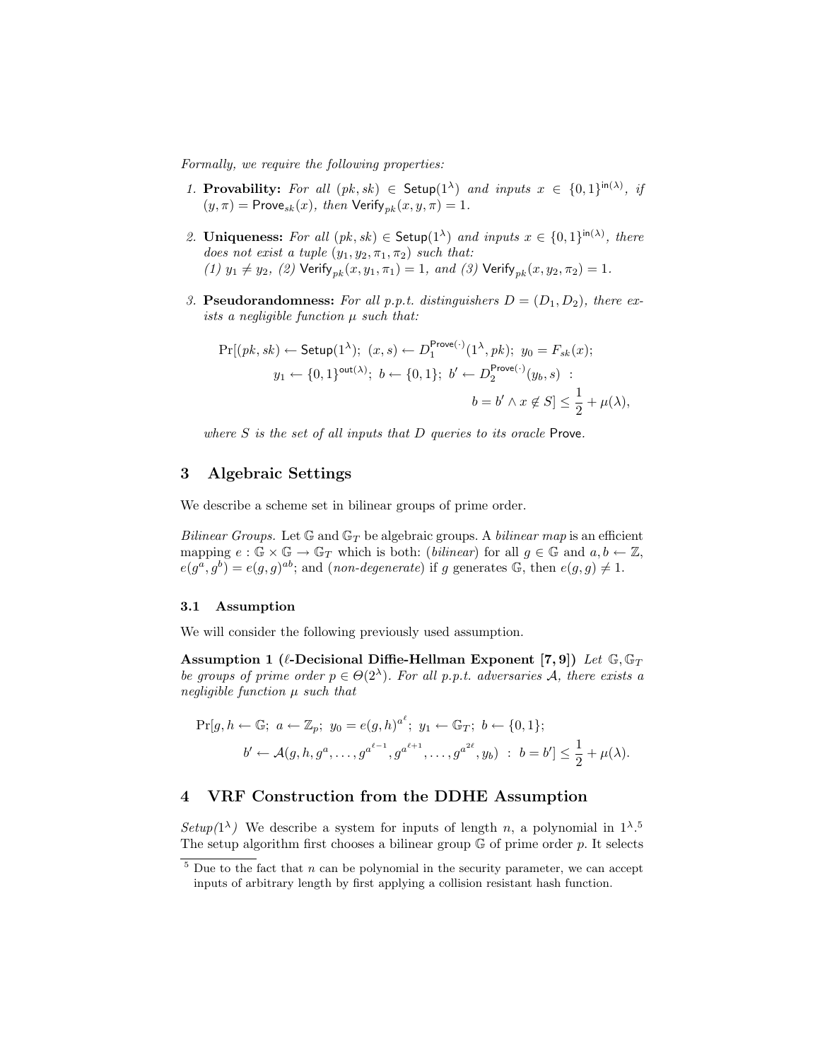*Formally, we require the following properties:*

1. **Provability:** *For all* $(pk, sk) \in \mathsf{Setup}(1^\lambda)$ *and inputs* $x \in \{0,1\}^{\mathsf{in}(\lambda)}$*, if* $(y, \pi) = \mathsf{Prove}_{sk}(x)$*, then* $\mathsf{Verify}_{pk}(x, y, \pi) = 1$*.*

2. **Uniqueness:** *For all* $(pk, sk) \in \mathsf{Setup}(1^\lambda)$ *and inputs* $x \in \{0,1\}^{\mathsf{in}(\lambda)}$*, there does not exist a tuple* $(y_1, y_2, \pi_1, \pi_2)$ *such that:*
*(1)* $y_1 \neq y_2$*, (2)* $\mathsf{Verify}_{pk}(x, y_1, \pi_1) = 1$*, and (3)* $\mathsf{Verify}_{pk}(x, y_2, \pi_2) = 1$*.*

3. **Pseudorandomness:** *For all p.p.t. distinguishers* $D = (D_1, D_2)$*, there exists a negligible function* $\mu$ *such that:*

$$\Pr[(pk, sk) \leftarrow \mathsf{Setup}(1^\lambda);\ (x, s) \leftarrow D_1^{\mathsf{Prove}(\cdot)}(1^\lambda, pk);\ y_0 = F_{sk}(x);$$
$$y_1 \leftarrow \{0,1\}^{\mathsf{out}(\lambda)};\ b \leftarrow \{0,1\};\ b' \leftarrow D_2^{\mathsf{Prove}(\cdot)}(y_b, s)\ :$$
$$b = b' \wedge x \notin S] \leq \frac{1}{2} + \mu(\lambda),$$

*where* $S$ *is the set of all inputs that* $D$ *queries to its oracle* $\mathsf{Prove}$*.*

## 3 Algebraic Settings

We describe a scheme set in bilinear groups of prime order.

*Bilinear Groups.* Let $\mathbb{G}$ and $\mathbb{G}_T$ be algebraic groups. A *bilinear map* is an efficient mapping $e : \mathbb{G} \times \mathbb{G} \rightarrow \mathbb{G}_T$ which is both: (*bilinear*) for all $g \in \mathbb{G}$ and $a, b \leftarrow \mathbb{Z}$, $e(g^a, g^b) = e(g, g)^{ab}$; and (*non-degenerate*) if $g$ generates $\mathbb{G}$, then $e(g, g) \neq 1$.

### 3.1 Assumption

We will consider the following previously used assumption.

**Assumption 1 ($\ell$-Decisional Diffie-Hellman Exponent [7, 9])** *Let* $\mathbb{G}, \mathbb{G}_T$ *be groups of prime order* $p \in \Theta(2^\lambda)$*. For all p.p.t. adversaries* $\mathcal{A}$*, there exists a negligible function* $\mu$ *such that*

$$\Pr[g, h \leftarrow \mathbb{G};\ a \leftarrow \mathbb{Z}_p;\ y_0 = e(g, h)^{a^\ell};\ y_1 \leftarrow \mathbb{G}_T;\ b \leftarrow \{0,1\};$$
$$b' \leftarrow \mathcal{A}(g, h, g^a, \ldots, g^{a^{\ell-1}}, g^{a^{\ell+1}}, \ldots, g^{a^{2\ell}}, y_b)\ :\ b = b'] \leq \frac{1}{2} + \mu(\lambda).$$

## 4 VRF Construction from the DDHE Assumption

*Setup*($1^\lambda$) We describe a system for inputs of length $n$, a polynomial in $1^\lambda$.[5] The setup algorithm first chooses a bilinear group $\mathbb{G}$ of prime order $p$. It selects

[5] Due to the fact that $n$ can be polynomial in the security parameter, we can accept inputs of arbitrary length by first applying a collision resistant hash function.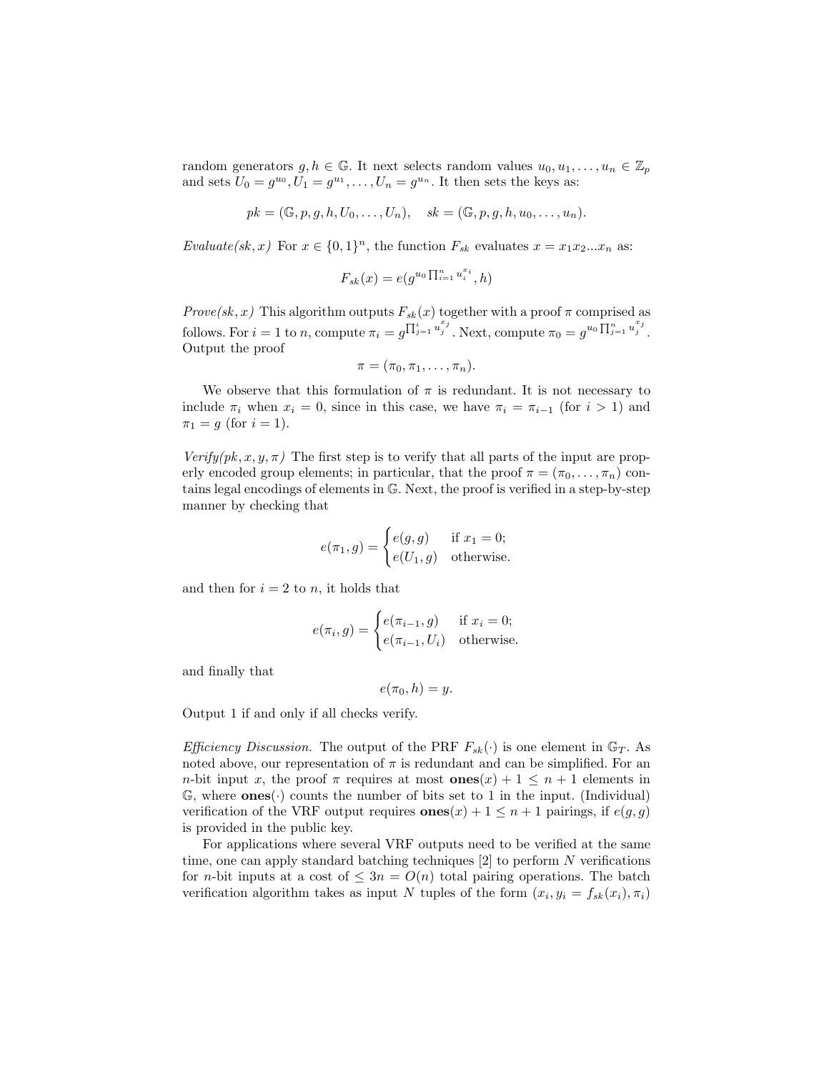random generators $g, h \in \mathbb{G}$. It next selects random values $u_0, u_1, \ldots, u_n \in \mathbb{Z}_p$ and sets $U_0 = g^{u_0}, U_1 = g^{u_1}, \ldots, U_n = g^{u_n}$. It then sets the keys as:

$$pk = (\mathbb{G}, p, g, h, U_0, \ldots, U_n), \quad sk = (\mathbb{G}, p, g, h, u_0, \ldots, u_n).$$

*Evaluate(sk, x)* For $x \in \{0,1\}^n$, the function $F_{sk}$ evaluates $x = x_1 x_2 \ldots x_n$ as:

$$F_{sk}(x) = e(g^{u_0 \prod_{i=1}^{n} u_i^{x_i}}, h)$$

*Prove(sk, x)* This algorithm outputs $F_{sk}(x)$ together with a proof $\pi$ comprised as follows. For $i = 1$ to $n$, compute $\pi_i = g^{\prod_{j=1}^{i} u_j^{x_j}}$. Next, compute $\pi_0 = g^{u_0 \prod_{j=1}^{n} u_j^{x_j}}$. Output the proof

$$\pi = (\pi_0, \pi_1, \ldots, \pi_n).$$

We observe that this formulation of $\pi$ is redundant. It is not necessary to include $\pi_i$ when $x_i = 0$, since in this case, we have $\pi_i = \pi_{i-1}$ (for $i > 1$) and $\pi_1 = g$ (for $i = 1$).

*Verify(pk, x, y, π)* The first step is to verify that all parts of the input are properly encoded group elements; in particular, that the proof $\pi = (\pi_0, \ldots, \pi_n)$ contains legal encodings of elements in $\mathbb{G}$. Next, the proof is verified in a step-by-step manner by checking that

$$e(\pi_1, g) = \begin{cases} e(g, g) & \text{if } x_1 = 0; \\ e(U_1, g) & \text{otherwise.} \end{cases}$$

and then for $i = 2$ to $n$, it holds that

$$e(\pi_i, g) = \begin{cases} e(\pi_{i-1}, g) & \text{if } x_i = 0; \\ e(\pi_{i-1}, U_i) & \text{otherwise.} \end{cases}$$

and finally that

$$e(\pi_0, h) = y.$$

Output 1 if and only if all checks verify.

*Efficiency Discussion.* The output of the PRF $F_{sk}(\cdot)$ is one element in $\mathbb{G}_T$. As noted above, our representation of $\pi$ is redundant and can be simplified. For an $n$-bit input $x$, the proof $\pi$ requires at most $\mathbf{ones}(x) + 1 \leq n + 1$ elements in $\mathbb{G}$, where $\mathbf{ones}(\cdot)$ counts the number of bits set to 1 in the input. (Individual) verification of the VRF output requires $\mathbf{ones}(x) + 1 \leq n + 1$ pairings, if $e(g, g)$ is provided in the public key.

For applications where several VRF outputs need to be verified at the same time, one can apply standard batching techniques [2] to perform $N$ verifications for $n$-bit inputs at a cost of $\leq 3n = O(n)$ total pairing operations. The batch verification algorithm takes as input $N$ tuples of the form $(x_i, y_i = f_{sk}(x_i), \pi_i)$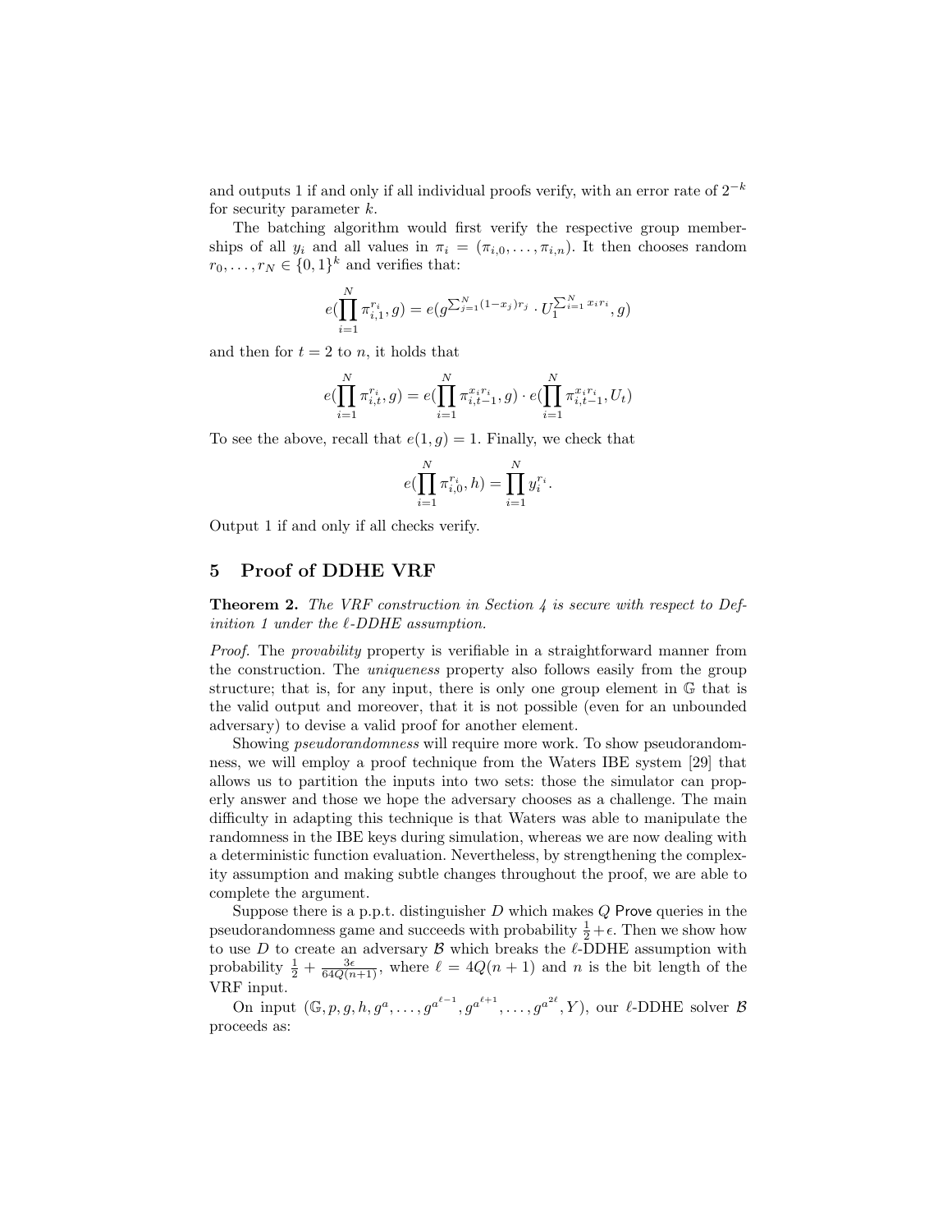and outputs 1 if and only if all individual proofs verify, with an error rate of $2^{-k}$ for security parameter $k$.

The batching algorithm would first verify the respective group memberships of all $y_i$ and all values in $\pi_i = (\pi_{i,0}, \ldots, \pi_{i,n})$. It then chooses random $r_0, \ldots, r_N \in \{0,1\}^k$ and verifies that:

$$e(\prod_{i=1}^{N} \pi_{i,1}^{r_i}, g) = e(g^{\sum_{j=1}^{N}(1-x_j)r_j} \cdot U_1^{\sum_{i=1}^{N} x_i r_i}, g)$$

and then for $t = 2$ to $n$, it holds that

$$e(\prod_{i=1}^{N} \pi_{i,t}^{r_i}, g) = e(\prod_{i=1}^{N} \pi_{i,t-1}^{x_i r_i}, g) \cdot e(\prod_{i=1}^{N} \pi_{i,t-1}^{x_i r_i}, U_t)$$

To see the above, recall that $e(1, g) = 1$. Finally, we check that

$$e(\prod_{i=1}^{N} \pi_{i,0}^{r_i}, h) = \prod_{i=1}^{N} y_i^{r_i}.$$

Output 1 if and only if all checks verify.

## 5 Proof of DDHE VRF

**Theorem 2.** *The VRF construction in Section 4 is secure with respect to Definition 1 under the $\ell$-DDHE assumption.*

*Proof.* The *provability* property is verifiable in a straightforward manner from the construction. The *uniqueness* property also follows easily from the group structure; that is, for any input, there is only one group element in $\mathbb{G}$ that is the valid output and moreover, that it is not possible (even for an unbounded adversary) to devise a valid proof for another element.

Showing *pseudorandomness* will require more work. To show pseudorandomness, we will employ a proof technique from the Waters IBE system [29] that allows us to partition the inputs into two sets: those the simulator can properly answer and those we hope the adversary chooses as a challenge. The main difficulty in adapting this technique is that Waters was able to manipulate the randomness in the IBE keys during simulation, whereas we are now dealing with a deterministic function evaluation. Nevertheless, by strengthening the complexity assumption and making subtle changes throughout the proof, we are able to complete the argument.

Suppose there is a p.p.t. distinguisher $D$ which makes $Q$ Prove queries in the pseudorandomness game and succeeds with probability $\frac{1}{2} + \epsilon$. Then we show how to use $D$ to create an adversary $\mathcal{B}$ which breaks the $\ell$-DDHE assumption with probability $\frac{1}{2} + \frac{3\epsilon}{64Q(n+1)}$, where $\ell = 4Q(n+1)$ and $n$ is the bit length of the VRF input.

On input $(\mathbb{G}, p, g, h, g^a, \ldots, g^{a^{\ell-1}}, g^{a^{\ell+1}}, \ldots, g^{a^{2\ell}}, Y)$, our $\ell$-DDHE solver $\mathcal{B}$ proceeds as: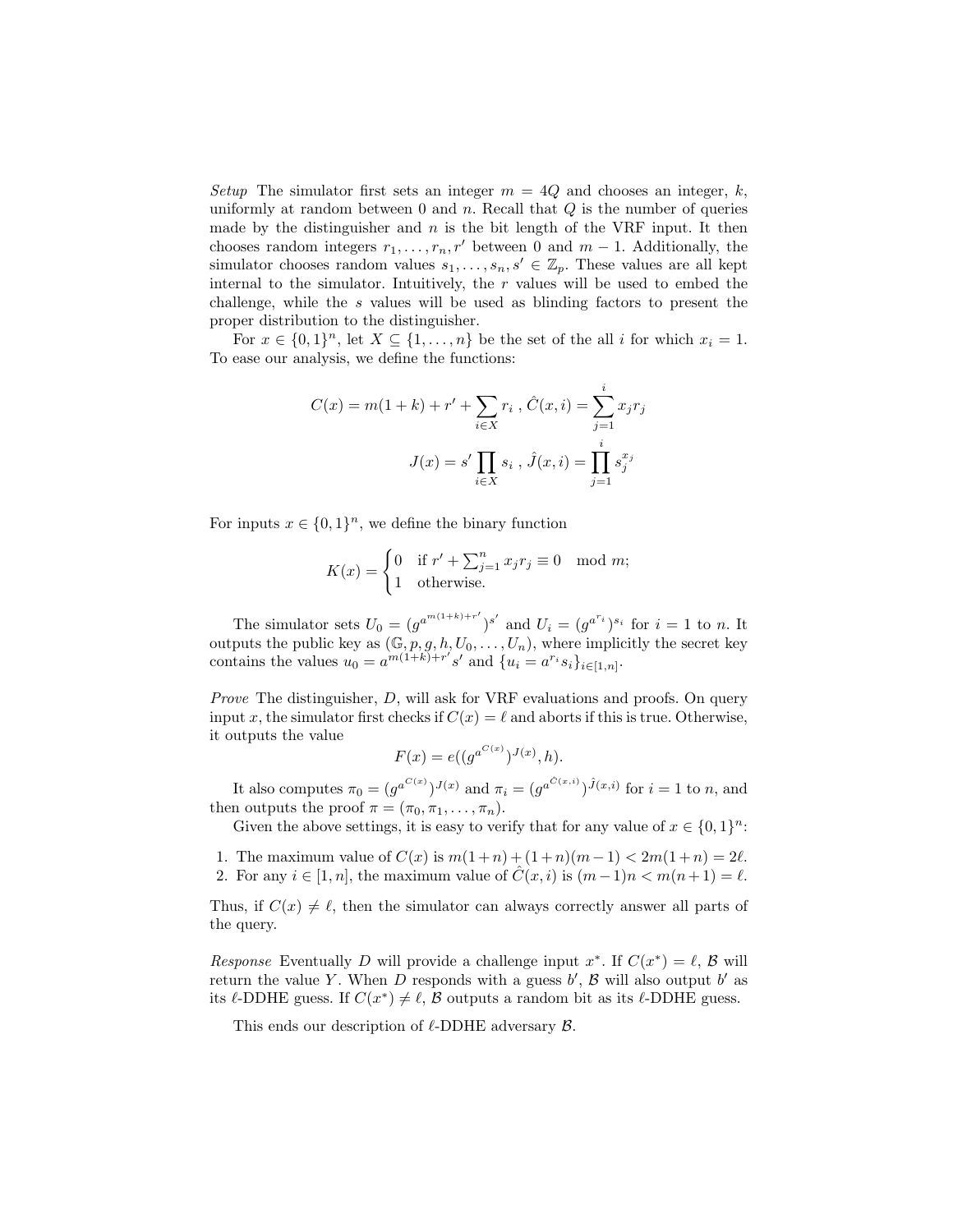*Setup* The simulator first sets an integer $m = 4Q$ and chooses an integer, $k$, uniformly at random between 0 and $n$. Recall that $Q$ is the number of queries made by the distinguisher and $n$ is the bit length of the VRF input. It then chooses random integers $r_1, \ldots, r_n, r'$ between 0 and $m-1$. Additionally, the simulator chooses random values $s_1, \ldots, s_n, s' \in \mathbb{Z}_p$. These values are all kept internal to the simulator. Intuitively, the $r$ values will be used to embed the challenge, while the $s$ values will be used as blinding factors to present the proper distribution to the distinguisher.

For $x \in \{0,1\}^n$, let $X \subseteq \{1, \ldots, n\}$ be the set of the all $i$ for which $x_i = 1$. To ease our analysis, we define the functions:

$$C(x) = m(1+k) + r' + \sum_{i \in X} r_i \; , \; \hat{C}(x,i) = \sum_{j=1}^{i} x_j r_j$$

$$J(x) = s' \prod_{i \in X} s_i \; , \; \hat{J}(x,i) = \prod_{j=1}^{i} s_j^{x_j}$$

For inputs $x \in \{0,1\}^n$, we define the binary function

$$K(x) = \begin{cases} 0 & \text{if } r' + \sum_{j=1}^{n} x_j r_j \equiv 0 \mod m; \\ 1 & \text{otherwise.} \end{cases}$$

The simulator sets $U_0 = (g^{a^{m(1+k)+r'}})^{s'}$ and $U_i = (g^{a^{r_i}})^{s_i}$ for $i = 1$ to $n$. It outputs the public key as $(\mathbb{G}, p, g, h, U_0, \ldots, U_n)$, where implicitly the secret key contains the values $u_0 = a^{m(1+k)+r'} s'$ and $\{u_i = a^{r_i} s_i\}_{i \in [1,n]}$.

*Prove* The distinguisher, $D$, will ask for VRF evaluations and proofs. On query input $x$, the simulator first checks if $C(x) = \ell$ and aborts if this is true. Otherwise, it outputs the value

$$F(x) = e((g^{a^{C(x)}})^{J(x)}, h).$$

It also computes $\pi_0 = (g^{a^{C(x)}})^{J(x)}$ and $\pi_i = (g^{a^{\hat{C}(x,i)}})^{\hat{J}(x,i)}$ for $i = 1$ to $n$, and then outputs the proof $\pi = (\pi_0, \pi_1, \ldots, \pi_n)$.

Given the above settings, it is easy to verify that for any value of $x \in \{0,1\}^n$:

1. The maximum value of $C(x)$ is $m(1+n) + (1+n)(m-1) < 2m(1+n) = 2\ell$.
2. For any $i \in [1,n]$, the maximum value of $\hat{C}(x,i)$ is $(m-1)n < m(n+1) = \ell$.

Thus, if $C(x) \neq \ell$, then the simulator can always correctly answer all parts of the query.

*Response* Eventually $D$ will provide a challenge input $x^*$. If $C(x^*) = \ell$, $\mathcal{B}$ will return the value $Y$. When $D$ responds with a guess $b'$, $\mathcal{B}$ will also output $b'$ as its $\ell$-DDHE guess. If $C(x^*) \neq \ell$, $\mathcal{B}$ outputs a random bit as its $\ell$-DDHE guess.

This ends our description of $\ell$-DDHE adversary $\mathcal{B}$.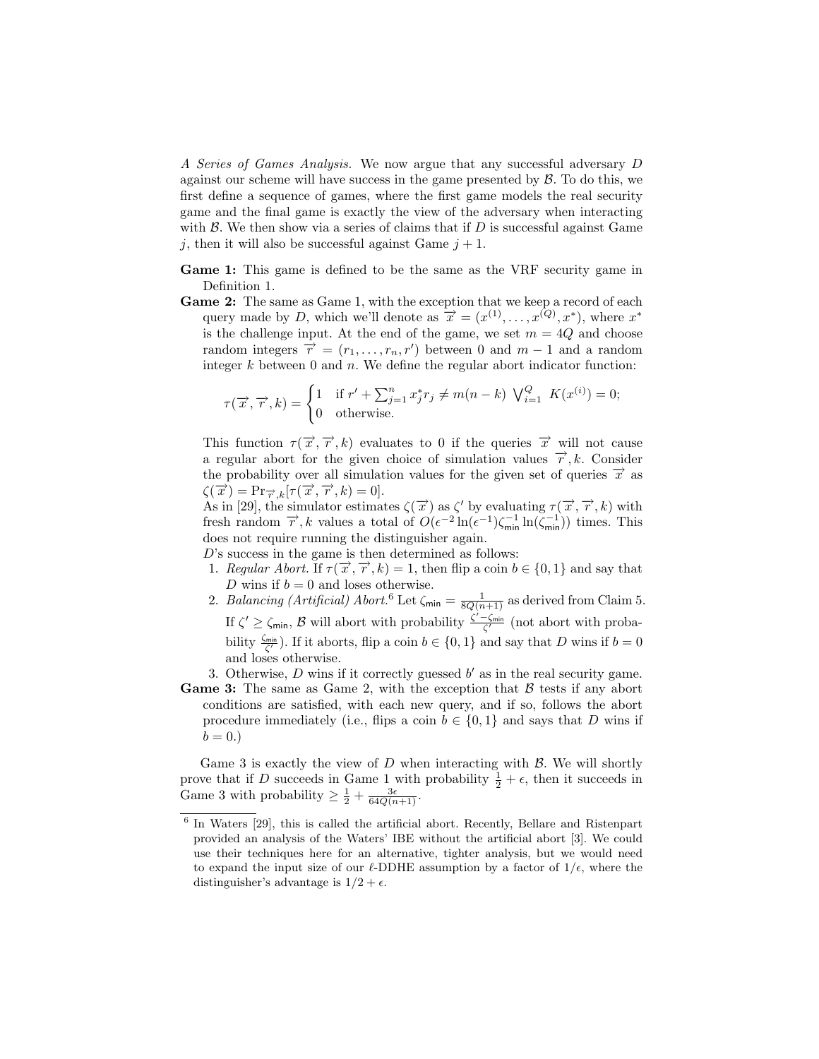*A Series of Games Analysis.* We now argue that any successful adversary $D$ against our scheme will have success in the game presented by $\mathcal{B}$. To do this, we first define a sequence of games, where the first game models the real security game and the final game is exactly the view of the adversary when interacting with $\mathcal{B}$. We then show via a series of claims that if $D$ is successful against Game $j$, then it will also be successful against Game $j+1$.

**Game 1:** This game is defined to be the same as the VRF security game in Definition 1.

**Game 2:** The same as Game 1, with the exception that we keep a record of each query made by $D$, which we'll denote as $\overrightarrow{x} = (x^{(1)}, \ldots, x^{(Q)}, x^*)$, where $x^*$ is the challenge input. At the end of the game, we set $m = 4Q$ and choose random integers $\overrightarrow{r} = (r_1, \ldots, r_n, r')$ between 0 and $m-1$ and a random integer $k$ between 0 and $n$. We define the regular abort indicator function:

$$\tau(\overrightarrow{x}, \overrightarrow{r}, k) = \begin{cases} 1 & \text{if } r' + \sum_{j=1}^{n} x_j^* r_j \neq m(n-k) \ \bigvee_{i=1}^{Q} \ K(x^{(i)}) = 0; \\ 0 & \text{otherwise.} \end{cases}$$

This function $\tau(\overrightarrow{x}, \overrightarrow{r}, k)$ evaluates to 0 if the queries $\overrightarrow{x}$ will not cause a regular abort for the given choice of simulation values $\overrightarrow{r}, k$. Consider the probability over all simulation values for the given set of queries $\overrightarrow{x}$ as $\zeta(\overrightarrow{x}) = \Pr_{\overrightarrow{r},k}[\tau(\overrightarrow{x}, \overrightarrow{r}, k) = 0]$.

As in [29], the simulator estimates $\zeta(\overrightarrow{x})$ as $\zeta'$ by evaluating $\tau(\overrightarrow{x}, \overrightarrow{r}, k)$ with fresh random $\overrightarrow{r}, k$ values a total of $O(\epsilon^{-2} \ln(\epsilon^{-1}) \zeta_{\mathsf{min}}^{-1} \ln(\zeta_{\mathsf{min}}^{-1}))$ times. This does not require running the distinguisher again.

$D$'s success in the game is then determined as follows:

1. *Regular Abort.* If $\tau(\overrightarrow{x}, \overrightarrow{r}, k) = 1$, then flip a coin $b \in \{0, 1\}$ and say that $D$ wins if $b = 0$ and loses otherwise.
2. *Balancing (Artificial) Abort.*[6] Let $\zeta_{\mathsf{min}} = \frac{1}{8Q(n+1)}$ as derived from Claim 5. If $\zeta' \geq \zeta_{\mathsf{min}}$, $\mathcal{B}$ will abort with probability $\frac{\zeta' - \zeta_{\mathsf{min}}}{\zeta'}$ (not abort with probability $\frac{\zeta_{\mathsf{min}}}{\zeta'}$). If it aborts, flip a coin $b \in \{0, 1\}$ and say that $D$ wins if $b = 0$ and loses otherwise.
3. Otherwise, $D$ wins if it correctly guessed $b'$ as in the real security game.

**Game 3:** The same as Game 2, with the exception that $\mathcal{B}$ tests if any abort conditions are satisfied, with each new query, and if so, follows the abort procedure immediately (i.e., flips a coin $b \in \{0, 1\}$ and says that $D$ wins if $b = 0$.)

Game 3 is exactly the view of $D$ when interacting with $\mathcal{B}$. We will shortly prove that if $D$ succeeds in Game 1 with probability $\frac{1}{2} + \epsilon$, then it succeeds in Game 3 with probability $\geq \frac{1}{2} + \frac{3\epsilon}{64Q(n+1)}$.

[6] In Waters [29], this is called the artificial abort. Recently, Bellare and Ristenpart provided an analysis of the Waters' IBE without the artificial abort [3]. We could use their techniques here for an alternative, tighter analysis, but we would need to expand the input size of our $\ell$-DDHE assumption by a factor of $1/\epsilon$, where the distinguisher's advantage is $1/2 + \epsilon$.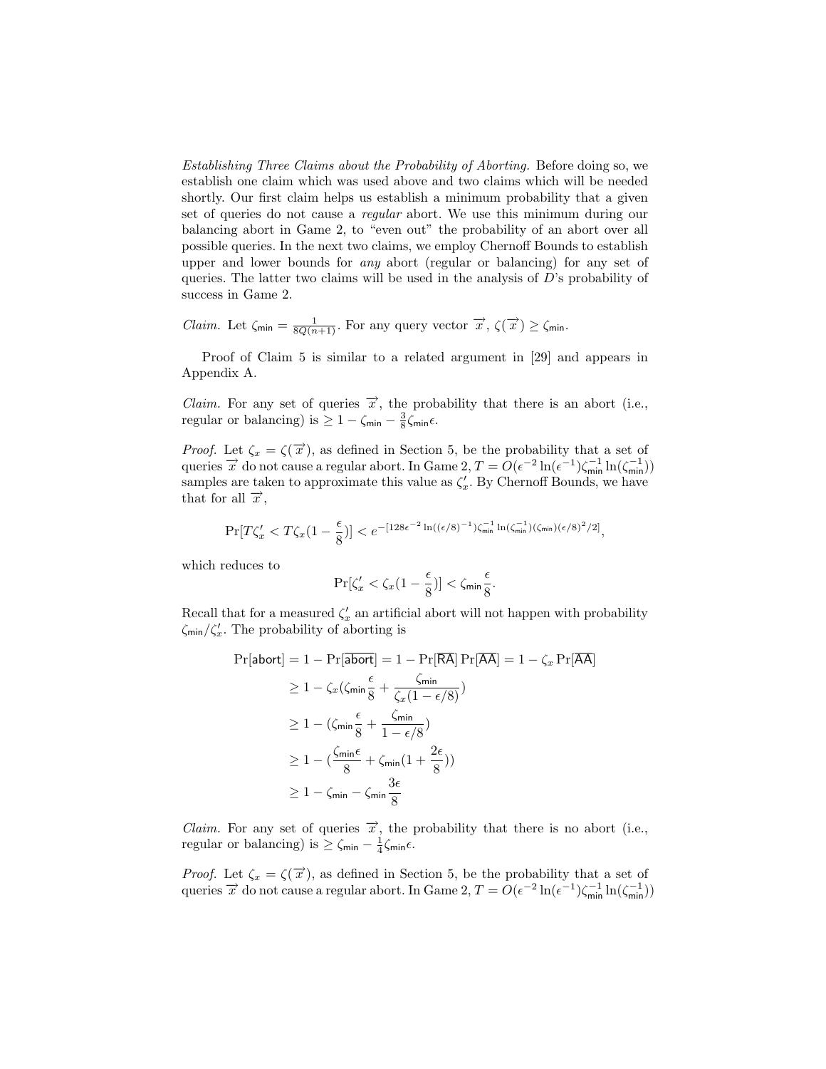*Establishing Three Claims about the Probability of Aborting.* Before doing so, we establish one claim which was used above and two claims which will be needed shortly. Our first claim helps us establish a minimum probability that a given set of queries do not cause a *regular* abort. We use this minimum during our balancing abort in Game 2, to "even out" the probability of an abort over all possible queries. In the next two claims, we employ Chernoff Bounds to establish upper and lower bounds for *any* abort (regular or balancing) for any set of queries. The latter two claims will be used in the analysis of $D$'s probability of success in Game 2.

*Claim.* Let $\zeta_{\mathsf{min}} = \frac{1}{8Q(n+1)}$. For any query vector $\overrightarrow{x}$, $\zeta(\overrightarrow{x}) \geq \zeta_{\mathsf{min}}$.

Proof of Claim 5 is similar to a related argument in [29] and appears in Appendix A.

*Claim.* For any set of queries $\overrightarrow{x}$, the probability that there is an abort (i.e., regular or balancing) is $\geq 1 - \zeta_{\mathsf{min}} - \frac{3}{8}\zeta_{\mathsf{min}}\epsilon$.

*Proof.* Let $\zeta_x = \zeta(\overrightarrow{x})$, as defined in Section 5, be the probability that a set of queries $\overrightarrow{x}$ do not cause a regular abort. In Game 2, $T = O(\epsilon^{-2}\ln(\epsilon^{-1})\zeta_{\mathsf{min}}^{-1}\ln(\zeta_{\mathsf{min}}^{-1}))$ samples are taken to approximate this value as $\zeta'_x$. By Chernoff Bounds, we have that for all $\overrightarrow{x}$,

$$\Pr[T\zeta'_x < T\zeta_x(1 - \frac{\epsilon}{8})] < e^{-[128\epsilon^{-2}\ln((\epsilon/8)^{-1})\zeta_{\mathsf{min}}^{-1}\ln(\zeta_{\mathsf{min}}^{-1})(\zeta_{\mathsf{min}})(\epsilon/8)^2/2]},$$

which reduces to

$$\Pr[\zeta'_x < \zeta_x(1 - \frac{\epsilon}{8})] < \zeta_{\mathsf{min}}\frac{\epsilon}{8}.$$

Recall that for a measured $\zeta'_x$ an artificial abort will not happen with probability $\zeta_{\mathsf{min}}/\zeta'_x$. The probability of aborting is

$$\begin{aligned}
\Pr[\mathsf{abort}] = 1 - \Pr[\overline{\mathsf{abort}}] &= 1 - \Pr[\overline{\mathsf{RA}}]\Pr[\overline{\mathsf{AA}}] = 1 - \zeta_x \Pr[\overline{\mathsf{AA}}] \\
&\geq 1 - \zeta_x(\zeta_{\mathsf{min}}\frac{\epsilon}{8} + \frac{\zeta_{\mathsf{min}}}{\zeta_x(1-\epsilon/8)}) \\
&\geq 1 - (\zeta_{\mathsf{min}}\frac{\epsilon}{8} + \frac{\zeta_{\mathsf{min}}}{1-\epsilon/8}) \\
&\geq 1 - (\frac{\zeta_{\mathsf{min}}\epsilon}{8} + \zeta_{\mathsf{min}}(1 + \frac{2\epsilon}{8})) \\
&\geq 1 - \zeta_{\mathsf{min}} - \zeta_{\mathsf{min}}\frac{3\epsilon}{8}
\end{aligned}$$

*Claim.* For any set of queries $\overrightarrow{x}$, the probability that there is no abort (i.e., regular or balancing) is $\geq \zeta_{\mathsf{min}} - \frac{1}{4}\zeta_{\mathsf{min}}\epsilon$.

*Proof.* Let $\zeta_x = \zeta(\overrightarrow{x})$, as defined in Section 5, be the probability that a set of queries $\overrightarrow{x}$ do not cause a regular abort. In Game 2, $T = O(\epsilon^{-2}\ln(\epsilon^{-1})\zeta_{\mathsf{min}}^{-1}\ln(\zeta_{\mathsf{min}}^{-1}))$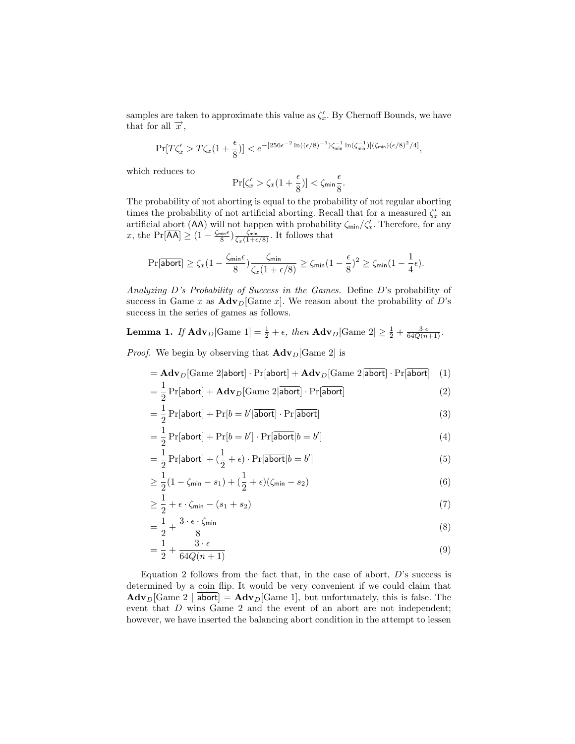samples are taken to approximate this value as $\zeta'_x$. By Chernoff Bounds, we have that for all $\overrightarrow{x}$,

$$\Pr[T\zeta'_x > T\zeta_x(1+\frac{\epsilon}{8})] < e^{-[256\epsilon^{-2}\ln((\epsilon/8)^{-1})\zeta_{\mathsf{min}}^{-1}\ln(\zeta_{\mathsf{min}}^{-1})](\zeta_{\mathsf{min}})(\epsilon/8)^2/4]},$$

which reduces to

$$\Pr[\zeta'_x > \zeta_x(1+\frac{\epsilon}{8})] < \zeta_{\mathsf{min}}\frac{\epsilon}{8}.$$

The probability of not aborting is equal to the probability of not regular aborting times the probability of not artificial aborting. Recall that for a measured $\zeta'_x$ an artificial abort ($\mathsf{AA}$) will not happen with probability $\zeta_{\mathsf{min}}/\zeta'_x$. Therefore, for any $x$, the $\Pr[\overline{\mathsf{AA}}] \geq (1-\frac{\zeta_{\mathsf{min}}\epsilon}{8})\frac{\zeta_{\mathsf{min}}}{\zeta_x(1+\epsilon/8)}$. It follows that

$$\Pr[\overline{\mathsf{abort}}] \geq \zeta_x(1-\frac{\zeta_{\mathsf{min}}\epsilon}{8})\frac{\zeta_{\mathsf{min}}}{\zeta_x(1+\epsilon/8)} \geq \zeta_{\mathsf{min}}(1-\frac{\epsilon}{8})^2 \geq \zeta_{\mathsf{min}}(1-\frac{1}{4}\epsilon).$$

*Analyzing D's Probability of Success in the Games.* Define $D$'s probability of success in Game $x$ as $\mathbf{Adv}_D[\text{Game } x]$. We reason about the probability of $D$'s success in the series of games as follows.

**Lemma 1.** *If* $\mathbf{Adv}_D[\text{Game 1}] = \frac{1}{2}+\epsilon$*, then* $\mathbf{Adv}_D[\text{Game 2}] \geq \frac{1}{2}+\frac{3\cdot\epsilon}{64Q(n+1)}$.

*Proof.* We begin by observing that $\mathbf{Adv}_D[\text{Game 2}]$ is

$$\begin{aligned}
&= \mathbf{Adv}_D[\text{Game 2}|\mathsf{abort}]\cdot\Pr[\mathsf{abort}] + \mathbf{Adv}_D[\text{Game 2}|\overline{\mathsf{abort}}]\cdot\Pr[\overline{\mathsf{abort}}] && (1)\\
&= \frac{1}{2}\Pr[\mathsf{abort}] + \mathbf{Adv}_D[\text{Game 2}|\overline{\mathsf{abort}}]\cdot\Pr[\overline{\mathsf{abort}}] && (2)\\
&= \frac{1}{2}\Pr[\mathsf{abort}] + \Pr[b=b'|\overline{\mathsf{abort}}]\cdot\Pr[\overline{\mathsf{abort}}] && (3)\\
&= \frac{1}{2}\Pr[\mathsf{abort}] + \Pr[b=b']\cdot\Pr[\overline{\mathsf{abort}}|b=b'] && (4)\\
&= \frac{1}{2}\Pr[\mathsf{abort}] + (\frac{1}{2}+\epsilon)\cdot\Pr[\overline{\mathsf{abort}}|b=b'] && (5)\\
&\geq \frac{1}{2}(1-\zeta_{\mathsf{min}}-s_1) + (\frac{1}{2}+\epsilon)(\zeta_{\mathsf{min}}-s_2) && (6)\\
&\geq \frac{1}{2}+\epsilon\cdot\zeta_{\mathsf{min}}-(s_1+s_2) && (7)\\
&= \frac{1}{2}+\frac{3\cdot\epsilon\cdot\zeta_{\mathsf{min}}}{8} && (8)\\
&= \frac{1}{2}+\frac{3\cdot\epsilon}{64Q(n+1)} && (9)
\end{aligned}$$

Equation 2 follows from the fact that, in the case of abort, $D$'s success is determined by a coin flip. It would be very convenient if we could claim that $\mathbf{Adv}_D[\text{Game 2} \mid \overline{\mathsf{abort}}] = \mathbf{Adv}_D[\text{Game 1}]$, but unfortunately, this is false. The event that $D$ wins Game 2 and the event of an abort are not independent; however, we have inserted the balancing abort condition in the attempt to lessen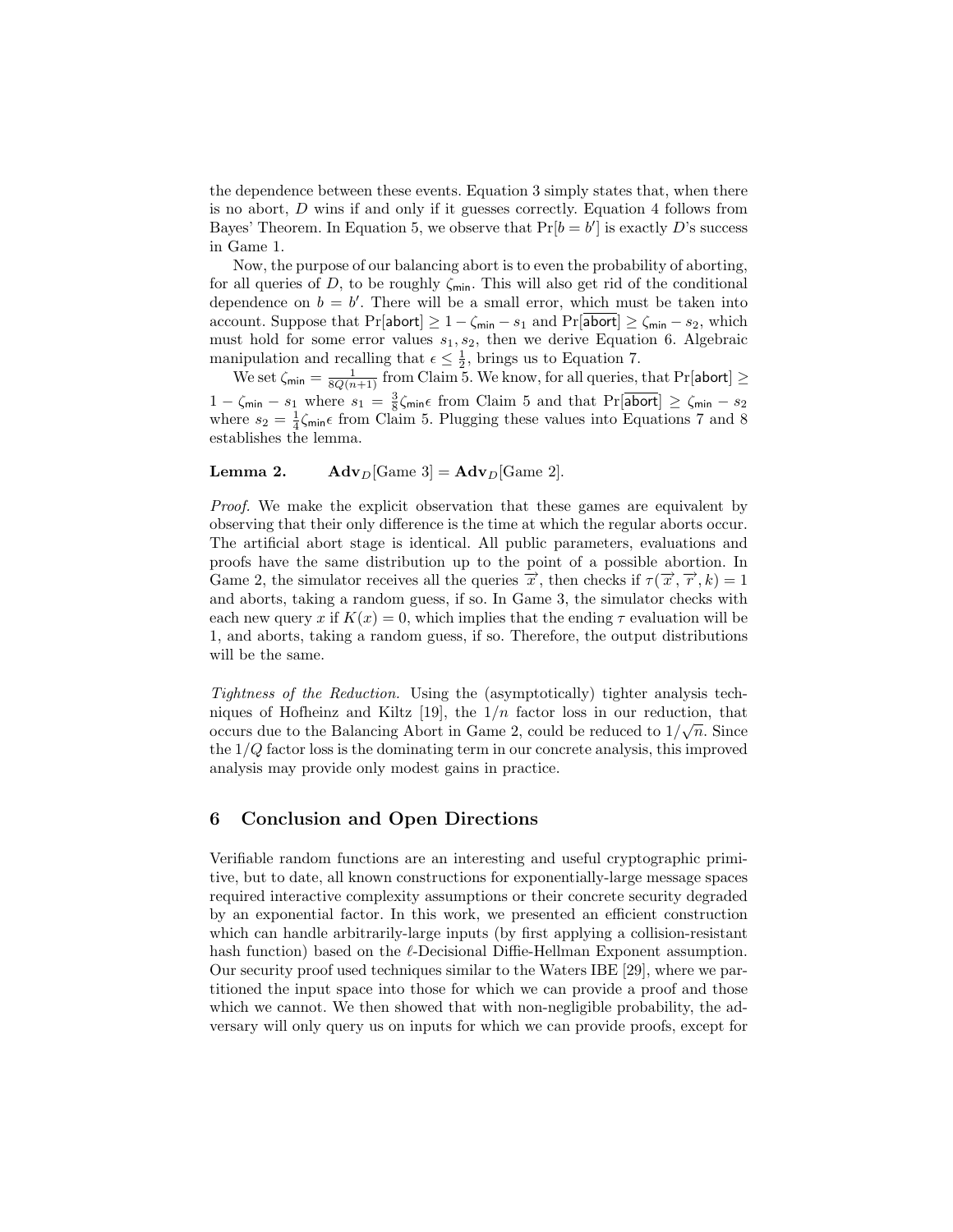the dependence between these events. Equation 3 simply states that, when there is no abort, $D$ wins if and only if it guesses correctly. Equation 4 follows from Bayes' Theorem. In Equation 5, we observe that $\Pr[b = b']$ is exactly $D$'s success in Game 1.

Now, the purpose of our balancing abort is to even the probability of aborting, for all queries of $D$, to be roughly $\zeta_{\mathsf{min}}$. This will also get rid of the conditional dependence on $b = b'$. There will be a small error, which must be taken into account. Suppose that $\Pr[\mathsf{abort}] \geq 1 - \zeta_{\mathsf{min}} - s_1$ and $\Pr[\overline{\mathsf{abort}}] \geq \zeta_{\mathsf{min}} - s_2$, which must hold for some error values $s_1, s_2$, then we derive Equation 6. Algebraic manipulation and recalling that $\epsilon \leq \frac{1}{2}$, brings us to Equation 7.

We set $\zeta_{\mathsf{min}} = \frac{1}{8Q(n+1)}$ from Claim 5. We know, for all queries, that $\Pr[\mathsf{abort}] \geq 1 - \zeta_{\mathsf{min}} - s_1$ where $s_1 = \frac{3}{8}\zeta_{\mathsf{min}}\epsilon$ from Claim 5 and that $\Pr[\overline{\mathsf{abort}}] \geq \zeta_{\mathsf{min}} - s_2$ where $s_2 = \frac{1}{4}\zeta_{\mathsf{min}}\epsilon$ from Claim 5. Plugging these values into Equations 7 and 8 establishes the lemma.

**Lemma 2.** $\mathbf{Adv}_D[\text{Game } 3] = \mathbf{Adv}_D[\text{Game } 2]$.

*Proof.* We make the explicit observation that these games are equivalent by observing that their only difference is the time at which the regular aborts occur. The artificial abort stage is identical. All public parameters, evaluations and proofs have the same distribution up to the point of a possible abortion. In Game 2, the simulator receives all the queries $\overrightarrow{x}$, then checks if $\tau(\overrightarrow{x}, \overrightarrow{r}, k) = 1$ and aborts, taking a random guess, if so. In Game 3, the simulator checks with each new query $x$ if $K(x) = 0$, which implies that the ending $\tau$ evaluation will be 1, and aborts, taking a random guess, if so. Therefore, the output distributions will be the same.

*Tightness of the Reduction.* Using the (asymptotically) tighter analysis techniques of Hofheinz and Kiltz [19], the $1/n$ factor loss in our reduction, that occurs due to the Balancing Abort in Game 2, could be reduced to $1/\sqrt{n}$. Since the $1/Q$ factor loss is the dominating term in our concrete analysis, this improved analysis may provide only modest gains in practice.

## 6 Conclusion and Open Directions

Verifiable random functions are an interesting and useful cryptographic primitive, but to date, all known constructions for exponentially-large message spaces required interactive complexity assumptions or their concrete security degraded by an exponential factor. In this work, we presented an efficient construction which can handle arbitrarily-large inputs (by first applying a collision-resistant hash function) based on the $\ell$-Decisional Diffie-Hellman Exponent assumption. Our security proof used techniques similar to the Waters IBE [29], where we partitioned the input space into those for which we can provide a proof and those which we cannot. We then showed that with non-negligible probability, the adversary will only query us on inputs for which we can provide proofs, except for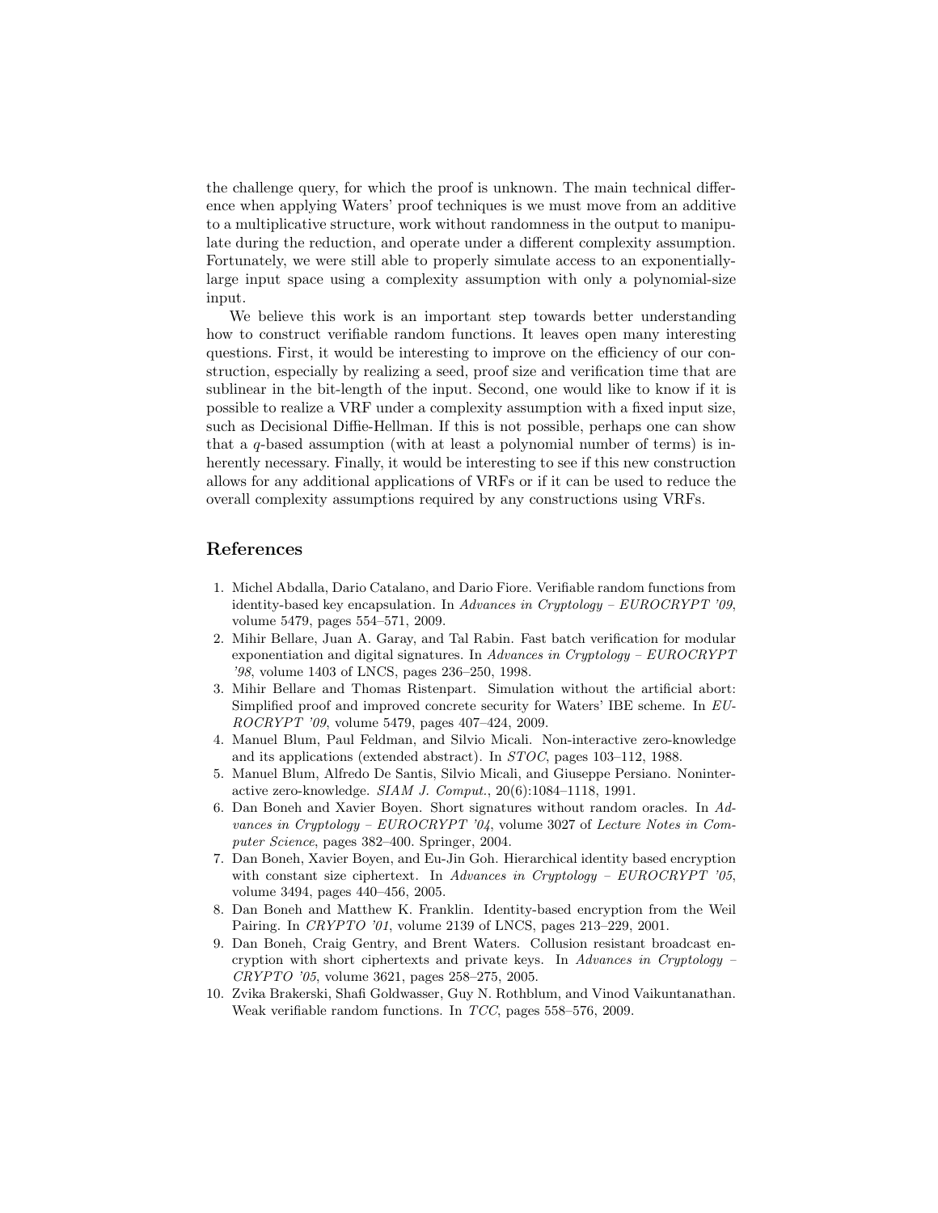the challenge query, for which the proof is unknown. The main technical difference when applying Waters' proof techniques is we must move from an additive to a multiplicative structure, work without randomness in the output to manipulate during the reduction, and operate under a different complexity assumption. Fortunately, we were still able to properly simulate access to an exponentially-large input space using a complexity assumption with only a polynomial-size input.

We believe this work is an important step towards better understanding how to construct verifiable random functions. It leaves open many interesting questions. First, it would be interesting to improve on the efficiency of our construction, especially by realizing a seed, proof size and verification time that are sublinear in the bit-length of the input. Second, one would like to know if it is possible to realize a VRF under a complexity assumption with a fixed input size, such as Decisional Diffie-Hellman. If this is not possible, perhaps one can show that a $q$-based assumption (with at least a polynomial number of terms) is inherently necessary. Finally, it would be interesting to see if this new construction allows for any additional applications of VRFs or if it can be used to reduce the overall complexity assumptions required by any constructions using VRFs.

## References

1. Michel Abdalla, Dario Catalano, and Dario Fiore. Verifiable random functions from identity-based key encapsulation. In *Advances in Cryptology – EUROCRYPT '09*, volume 5479, pages 554–571, 2009.
2. Mihir Bellare, Juan A. Garay, and Tal Rabin. Fast batch verification for modular exponentiation and digital signatures. In *Advances in Cryptology – EUROCRYPT '98*, volume 1403 of LNCS, pages 236–250, 1998.
3. Mihir Bellare and Thomas Ristenpart. Simulation without the artificial abort: Simplified proof and improved concrete security for Waters' IBE scheme. In *EUROCRYPT '09*, volume 5479, pages 407–424, 2009.
4. Manuel Blum, Paul Feldman, and Silvio Micali. Non-interactive zero-knowledge and its applications (extended abstract). In *STOC*, pages 103–112, 1988.
5. Manuel Blum, Alfredo De Santis, Silvio Micali, and Giuseppe Persiano. Noninteractive zero-knowledge. *SIAM J. Comput.*, 20(6):1084–1118, 1991.
6. Dan Boneh and Xavier Boyen. Short signatures without random oracles. In *Advances in Cryptology – EUROCRYPT '04*, volume 3027 of *Lecture Notes in Computer Science*, pages 382–400. Springer, 2004.
7. Dan Boneh, Xavier Boyen, and Eu-Jin Goh. Hierarchical identity based encryption with constant size ciphertext. In *Advances in Cryptology – EUROCRYPT '05*, volume 3494, pages 440–456, 2005.
8. Dan Boneh and Matthew K. Franklin. Identity-based encryption from the Weil Pairing. In *CRYPTO '01*, volume 2139 of LNCS, pages 213–229, 2001.
9. Dan Boneh, Craig Gentry, and Brent Waters. Collusion resistant broadcast encryption with short ciphertexts and private keys. In *Advances in Cryptology – CRYPTO '05*, volume 3621, pages 258–275, 2005.
10. Zvika Brakerski, Shafi Goldwasser, Guy N. Rothblum, and Vinod Vaikuntanathan. Weak verifiable random functions. In *TCC*, pages 558–576, 2009.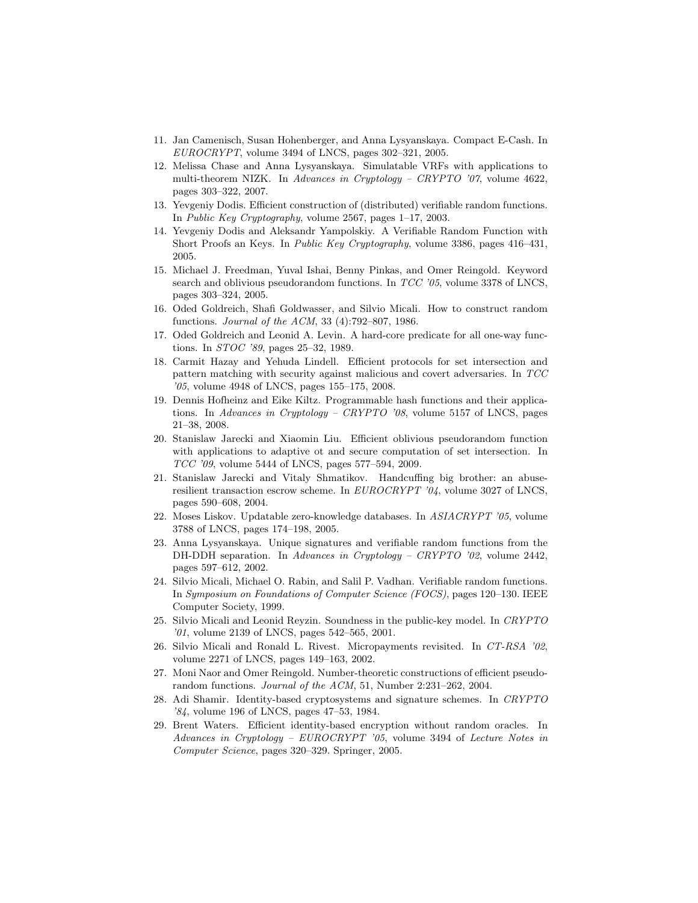11. Jan Camenisch, Susan Hohenberger, and Anna Lysyanskaya. Compact E-Cash. In *EUROCRYPT*, volume 3494 of LNCS, pages 302–321, 2005.
12. Melissa Chase and Anna Lysyanskaya. Simulatable VRFs with applications to multi-theorem NIZK. In *Advances in Cryptology – CRYPTO '07*, volume 4622, pages 303–322, 2007.
13. Yevgeniy Dodis. Efficient construction of (distributed) verifiable random functions. In *Public Key Cryptography*, volume 2567, pages 1–17, 2003.
14. Yevgeniy Dodis and Aleksandr Yampolskiy. A Verifiable Random Function with Short Proofs an Keys. In *Public Key Cryptography*, volume 3386, pages 416–431, 2005.
15. Michael J. Freedman, Yuval Ishai, Benny Pinkas, and Omer Reingold. Keyword search and oblivious pseudorandom functions. In *TCC '05*, volume 3378 of LNCS, pages 303–324, 2005.
16. Oded Goldreich, Shafi Goldwasser, and Silvio Micali. How to construct random functions. *Journal of the ACM*, 33 (4):792–807, 1986.
17. Oded Goldreich and Leonid A. Levin. A hard-core predicate for all one-way functions. In *STOC '89*, pages 25–32, 1989.
18. Carmit Hazay and Yehuda Lindell. Efficient protocols for set intersection and pattern matching with security against malicious and covert adversaries. In *TCC '05*, volume 4948 of LNCS, pages 155–175, 2008.
19. Dennis Hofheinz and Eike Kiltz. Programmable hash functions and their applications. In *Advances in Cryptology – CRYPTO '08*, volume 5157 of LNCS, pages 21–38, 2008.
20. Stanislaw Jarecki and Xiaomin Liu. Efficient oblivious pseudorandom function with applications to adaptive ot and secure computation of set intersection. In *TCC '09*, volume 5444 of LNCS, pages 577–594, 2009.
21. Stanislaw Jarecki and Vitaly Shmatikov. Handcuffing big brother: an abuse-resilient transaction escrow scheme. In *EUROCRYPT '04*, volume 3027 of LNCS, pages 590–608, 2004.
22. Moses Liskov. Updatable zero-knowledge databases. In *ASIACRYPT '05*, volume 3788 of LNCS, pages 174–198, 2005.
23. Anna Lysyanskaya. Unique signatures and verifiable random functions from the DH-DDH separation. In *Advances in Cryptology – CRYPTO '02*, volume 2442, pages 597–612, 2002.
24. Silvio Micali, Michael O. Rabin, and Salil P. Vadhan. Verifiable random functions. In *Symposium on Foundations of Computer Science (FOCS)*, pages 120–130. IEEE Computer Society, 1999.
25. Silvio Micali and Leonid Reyzin. Soundness in the public-key model. In *CRYPTO '01*, volume 2139 of LNCS, pages 542–565, 2001.
26. Silvio Micali and Ronald L. Rivest. Micropayments revisited. In *CT-RSA '02*, volume 2271 of LNCS, pages 149–163, 2002.
27. Moni Naor and Omer Reingold. Number-theoretic constructions of efficient pseudo-random functions. *Journal of the ACM*, 51, Number 2:231–262, 2004.
28. Adi Shamir. Identity-based cryptosystems and signature schemes. In *CRYPTO '84*, volume 196 of LNCS, pages 47–53, 1984.
29. Brent Waters. Efficient identity-based encryption without random oracles. In *Advances in Cryptology – EUROCRYPT '05*, volume 3494 of *Lecture Notes in Computer Science*, pages 320–329. Springer, 2005.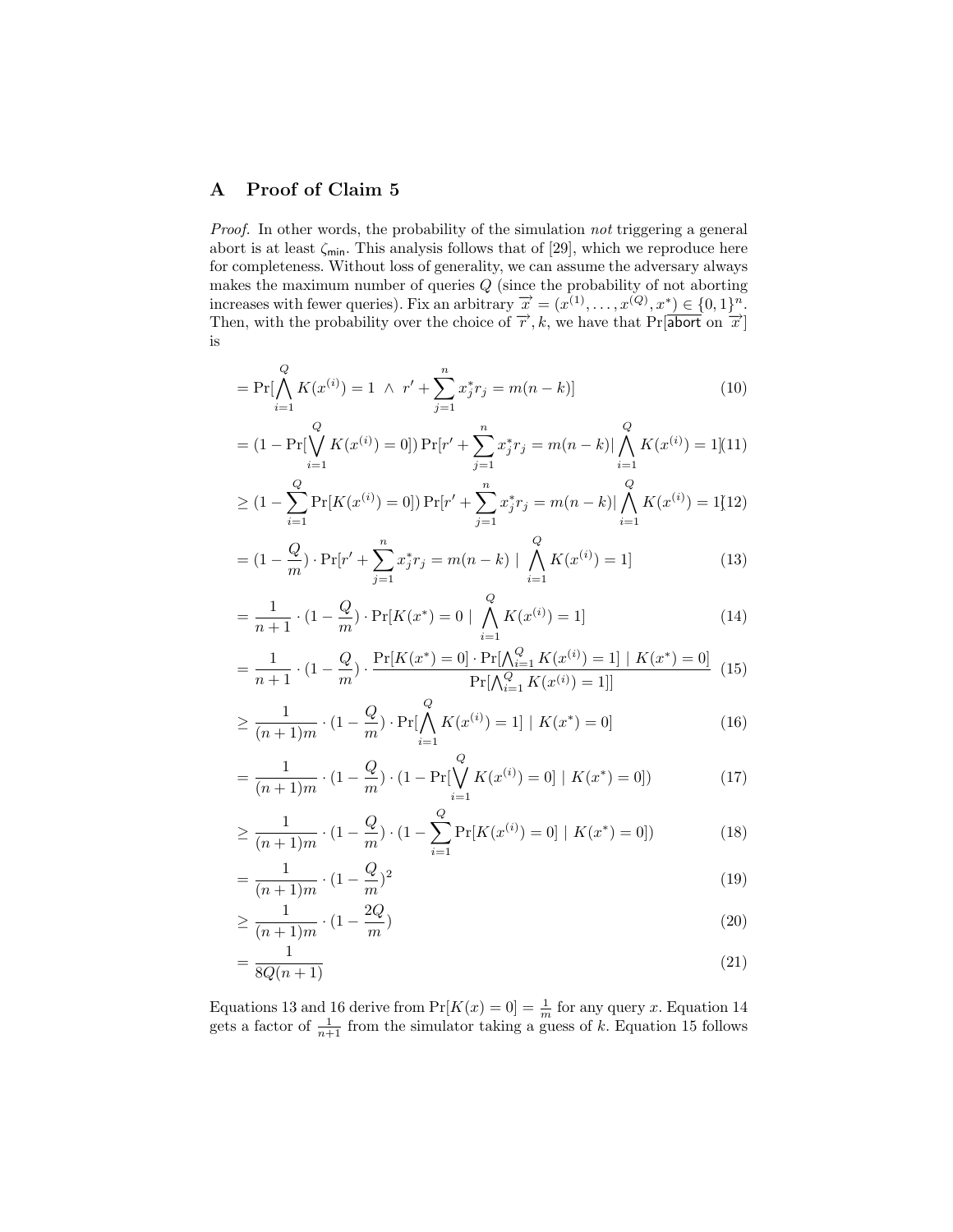## A Proof of Claim 5

*Proof.* In other words, the probability of the simulation *not* triggering a general abort is at least $\zeta_{\mathsf{min}}$. This analysis follows that of [29], which we reproduce here for completeness. Without loss of generality, we can assume the adversary always makes the maximum number of queries $Q$ (since the probability of not aborting increases with fewer queries). Fix an arbitrary $\overrightarrow{x} = (x^{(1)}, \ldots, x^{(Q)}, x^*) \in \{0,1\}^n$. Then, with the probability over the choice of $\overrightarrow{r}, k$, we have that $\Pr[\overline{\mathsf{abort}} \text{ on } \overrightarrow{x}]$ is

$$= \Pr[\bigwedge_{i=1}^{Q} K(x^{(i)}) = 1 \ \wedge \ r' + \sum_{j=1}^{n} x_j^* r_j = m(n-k)] \tag{10}$$

$$= (1 - \Pr[\bigvee_{i=1}^{Q} K(x^{(i)}) = 0]) \Pr[r' + \sum_{j=1}^{n} x_j^* r_j = m(n-k) | \bigwedge_{i=1}^{Q} K(x^{(i)}) = 1] \tag{11}$$

$$\geq (1 - \sum_{i=1}^{Q} \Pr[K(x^{(i)}) = 0]) \Pr[r' + \sum_{j=1}^{n} x_j^* r_j = m(n-k) | \bigwedge_{i=1}^{Q} K(x^{(i)}) = 1] \tag{12}$$

$$= (1 - \frac{Q}{m}) \cdot \Pr[r' + \sum_{j=1}^{n} x_j^* r_j = m(n-k) \ | \ \bigwedge_{i=1}^{Q} K(x^{(i)}) = 1] \tag{13}$$

$$= \frac{1}{n+1} \cdot (1 - \frac{Q}{m}) \cdot \Pr[K(x^*) = 0 \ | \ \bigwedge_{i=1}^{Q} K(x^{(i)}) = 1] \tag{14}$$

$$= \frac{1}{n+1} \cdot (1 - \frac{Q}{m}) \cdot \frac{\Pr[K(x^*) = 0] \cdot \Pr[\bigwedge_{i=1}^{Q} K(x^{(i)}) = 1] \ | \ K(x^*) = 0]}{\Pr[\bigwedge_{i=1}^{Q} K(x^{(i)}) = 1]]} \tag{15}$$

$$\geq \frac{1}{(n+1)m} \cdot (1 - \frac{Q}{m}) \cdot \Pr[\bigwedge_{i=1}^{Q} K(x^{(i)}) = 1] \ | \ K(x^*) = 0] \tag{16}$$

$$= \frac{1}{(n+1)m} \cdot (1 - \frac{Q}{m}) \cdot (1 - \Pr[\bigvee_{i=1}^{Q} K(x^{(i)}) = 0] \ | \ K(x^*) = 0]) \tag{17}$$

$$\geq \frac{1}{(n+1)m} \cdot (1 - \frac{Q}{m}) \cdot (1 - \sum_{i=1}^{Q} \Pr[K(x^{(i)}) = 0] \ | \ K(x^*) = 0]) \tag{18}$$

$$= \frac{1}{(n+1)m} \cdot (1 - \frac{Q}{m})^2 \tag{19}$$

$$\geq \frac{1}{(n+1)m} \cdot (1 - \frac{2Q}{m}) \tag{20}$$

$$= \frac{1}{8Q(n+1)} \tag{21}$$

Equations 13 and 16 derive from $\Pr[K(x) = 0] = \frac{1}{m}$ for any query $x$. Equation 14 gets a factor of $\frac{1}{n+1}$ from the simulator taking a guess of $k$. Equation 15 follows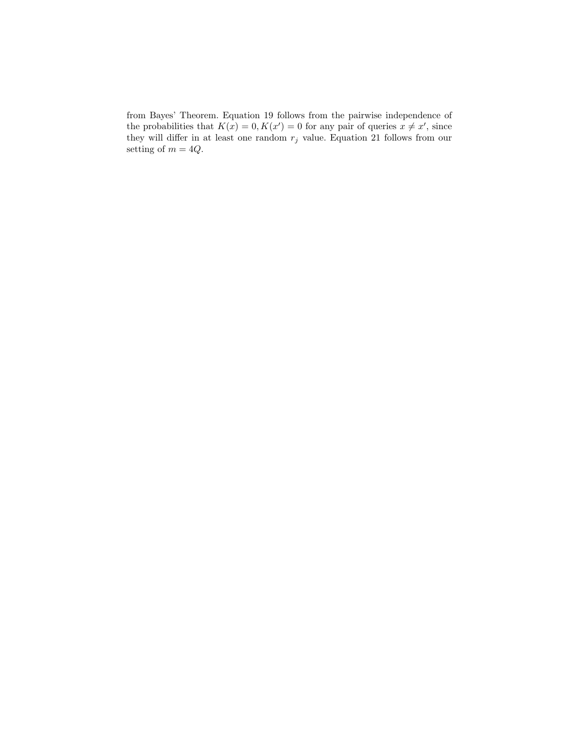from Bayes' Theorem. Equation 19 follows from the pairwise independence of the probabilities that $K(x) = 0, K(x') = 0$ for any pair of queries $x \neq x'$, since they will differ in at least one random $r_j$ value. Equation 21 follows from our setting of $m = 4Q$.